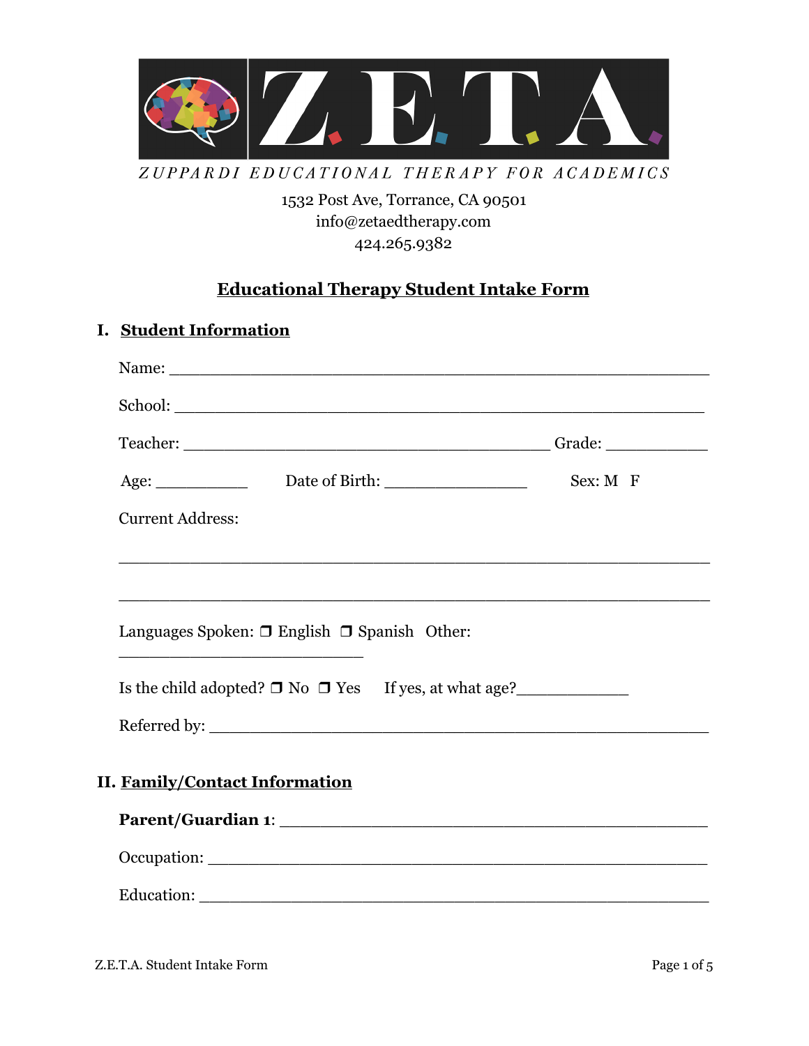# Z.E.T.A.

ZUPPARDI EDUCATIONAL THERAPY FOR ACADEMICS

1532 Post Ave, Torrance, CA 90501
info@zetaedtherapy.com
424.265.9382

## Educational Therapy Student Intake Form

### I. Student Information

Name: ______________________________________________________

School: _____________________________________________________

Teacher: ________________________________________ Grade: ___________

Age: __________ Date of Birth: _______________ Sex: M F

Current Address:

______________________________________________________________

______________________________________________________________

Languages Spoken: ❒ English ❒ Spanish Other: __________________________

Is the child adopted? ❒ No ❒ Yes If yes, at what age?____________

Referred by: _________________________________________________

### II. Family/Contact Information

**Parent/Guardian 1**: _____________________________________________

Occupation: __________________________________________________

Education: ___________________________________________________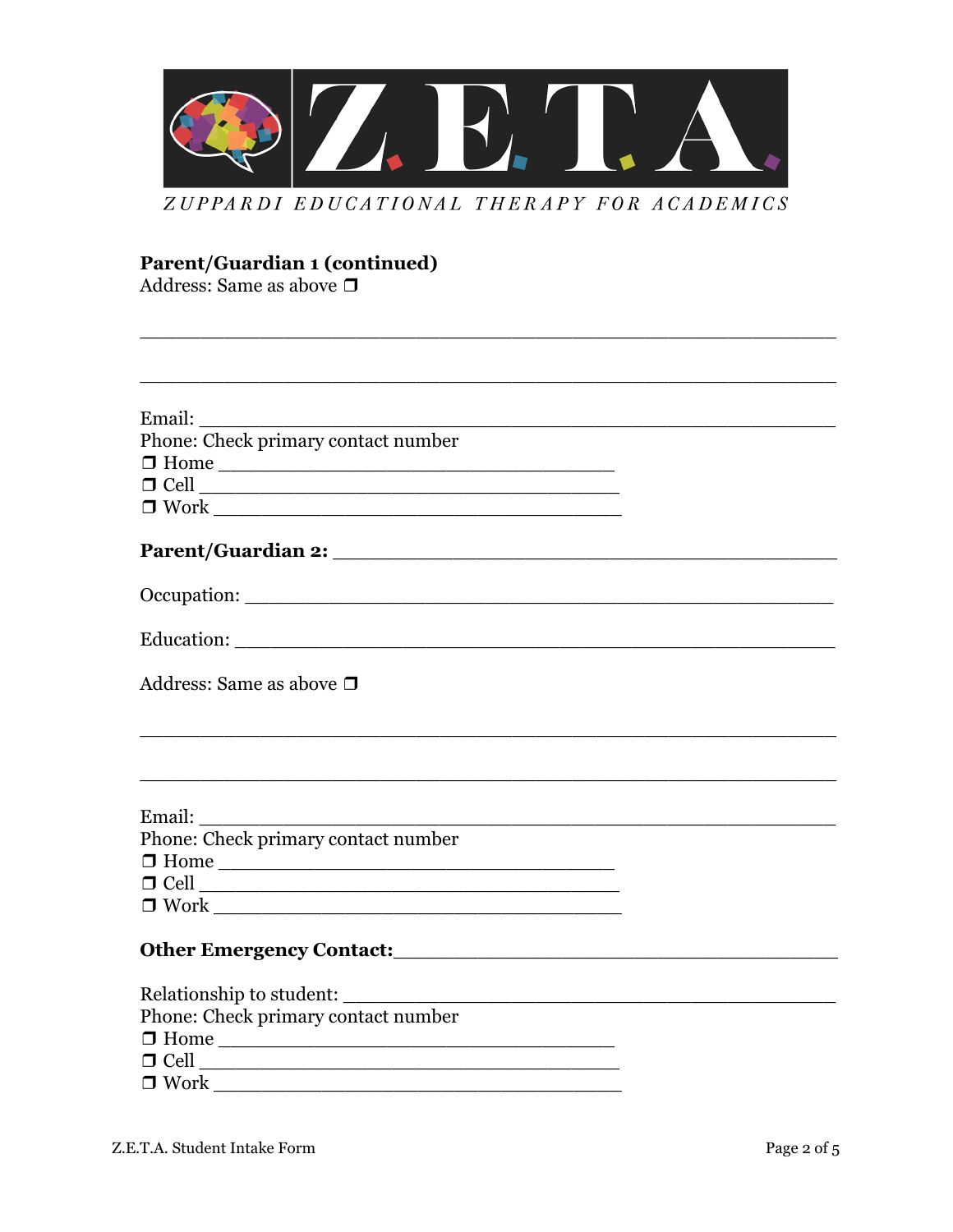**Parent/Guardian 1 (continued)**

Address: Same as above ❒

\_\_\_\_\_\_\_\_\_\_\_\_\_\_\_\_\_\_\_\_\_\_\_\_\_\_\_\_\_\_\_\_\_\_\_\_\_\_\_\_\_\_\_\_\_\_\_\_\_\_\_\_\_\_

\_\_\_\_\_\_\_\_\_\_\_\_\_\_\_\_\_\_\_\_\_\_\_\_\_\_\_\_\_\_\_\_\_\_\_\_\_\_\_\_\_\_\_\_\_\_\_\_\_\_\_\_\_\_

Email: \_\_\_\_\_\_\_\_\_\_\_\_\_\_\_\_\_\_\_\_\_\_\_\_\_\_\_\_\_\_\_\_\_\_\_\_\_\_\_\_\_\_\_\_\_\_\_\_

Phone: Check primary contact number

❒ Home \_\_\_\_\_\_\_\_\_\_\_\_\_\_\_\_\_\_\_\_\_\_\_\_\_\_\_\_\_\_\_\_\_

❒ Cell \_\_\_\_\_\_\_\_\_\_\_\_\_\_\_\_\_\_\_\_\_\_\_\_\_\_\_\_\_\_\_\_\_\_\_

❒ Work \_\_\_\_\_\_\_\_\_\_\_\_\_\_\_\_\_\_\_\_\_\_\_\_\_\_\_\_\_\_\_\_\_\_

**Parent/Guardian 2:** \_\_\_\_\_\_\_\_\_\_\_\_\_\_\_\_\_\_\_\_\_\_\_\_\_\_\_\_\_\_\_\_\_\_\_\_\_\_\_\_

Occupation: \_\_\_\_\_\_\_\_\_\_\_\_\_\_\_\_\_\_\_\_\_\_\_\_\_\_\_\_\_\_\_\_\_\_\_\_\_\_\_\_\_\_\_\_

Education: \_\_\_\_\_\_\_\_\_\_\_\_\_\_\_\_\_\_\_\_\_\_\_\_\_\_\_\_\_\_\_\_\_\_\_\_\_\_\_\_\_\_\_\_\_

Address: Same as above ❒

\_\_\_\_\_\_\_\_\_\_\_\_\_\_\_\_\_\_\_\_\_\_\_\_\_\_\_\_\_\_\_\_\_\_\_\_\_\_\_\_\_\_\_\_\_\_\_\_\_\_\_\_\_\_

\_\_\_\_\_\_\_\_\_\_\_\_\_\_\_\_\_\_\_\_\_\_\_\_\_\_\_\_\_\_\_\_\_\_\_\_\_\_\_\_\_\_\_\_\_\_\_\_\_\_\_\_\_\_

Email: \_\_\_\_\_\_\_\_\_\_\_\_\_\_\_\_\_\_\_\_\_\_\_\_\_\_\_\_\_\_\_\_\_\_\_\_\_\_\_\_\_\_\_\_\_\_\_\_

Phone: Check primary contact number

❒ Home \_\_\_\_\_\_\_\_\_\_\_\_\_\_\_\_\_\_\_\_\_\_\_\_\_\_\_\_\_\_\_\_\_

❒ Cell \_\_\_\_\_\_\_\_\_\_\_\_\_\_\_\_\_\_\_\_\_\_\_\_\_\_\_\_\_\_\_\_\_\_\_

❒ Work \_\_\_\_\_\_\_\_\_\_\_\_\_\_\_\_\_\_\_\_\_\_\_\_\_\_\_\_\_\_\_\_\_\_

**Other Emergency Contact:**\_\_\_\_\_\_\_\_\_\_\_\_\_\_\_\_\_\_\_\_\_\_\_\_\_\_\_\_\_\_\_\_\_\_\_\_

Relationship to student: \_\_\_\_\_\_\_\_\_\_\_\_\_\_\_\_\_\_\_\_\_\_\_\_\_\_\_\_\_\_\_\_\_\_\_\_

Phone: Check primary contact number

❒ Home \_\_\_\_\_\_\_\_\_\_\_\_\_\_\_\_\_\_\_\_\_\_\_\_\_\_\_\_\_\_\_\_\_

❒ Cell \_\_\_\_\_\_\_\_\_\_\_\_\_\_\_\_\_\_\_\_\_\_\_\_\_\_\_\_\_\_\_\_\_\_\_

❒ Work \_\_\_\_\_\_\_\_\_\_\_\_\_\_\_\_\_\_\_\_\_\_\_\_\_\_\_\_\_\_\_\_\_\_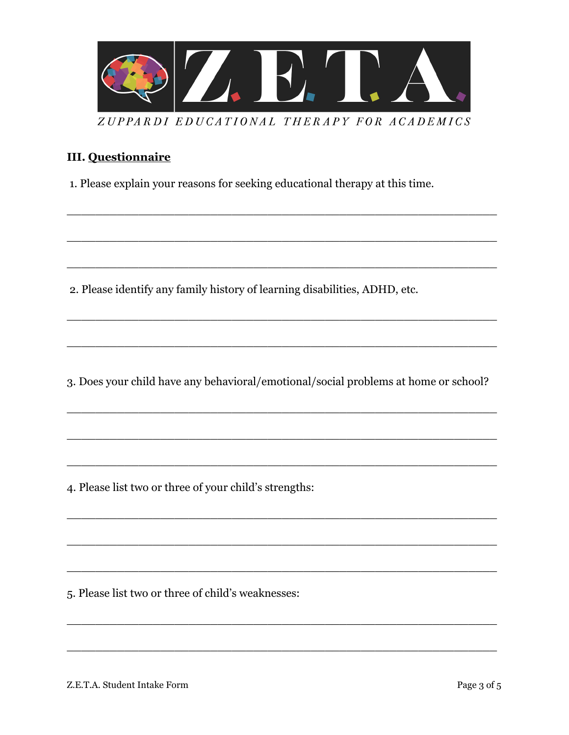Z.E.T.A.

ZUPPARDI EDUCATIONAL THERAPY FOR ACADEMICS

## III. Questionnaire

1. Please explain your reasons for seeking educational therapy at this time.

_______________________________________________________________

_______________________________________________________________

_______________________________________________________________

2. Please identify any family history of learning disabilities, ADHD, etc.

_______________________________________________________________

_______________________________________________________________

3. Does your child have any behavioral/emotional/social problems at home or school?

_______________________________________________________________

_______________________________________________________________

_______________________________________________________________

4. Please list two or three of your child's strengths:

_______________________________________________________________

_______________________________________________________________

_______________________________________________________________

5. Please list two or three of child's weaknesses:

_______________________________________________________________

_______________________________________________________________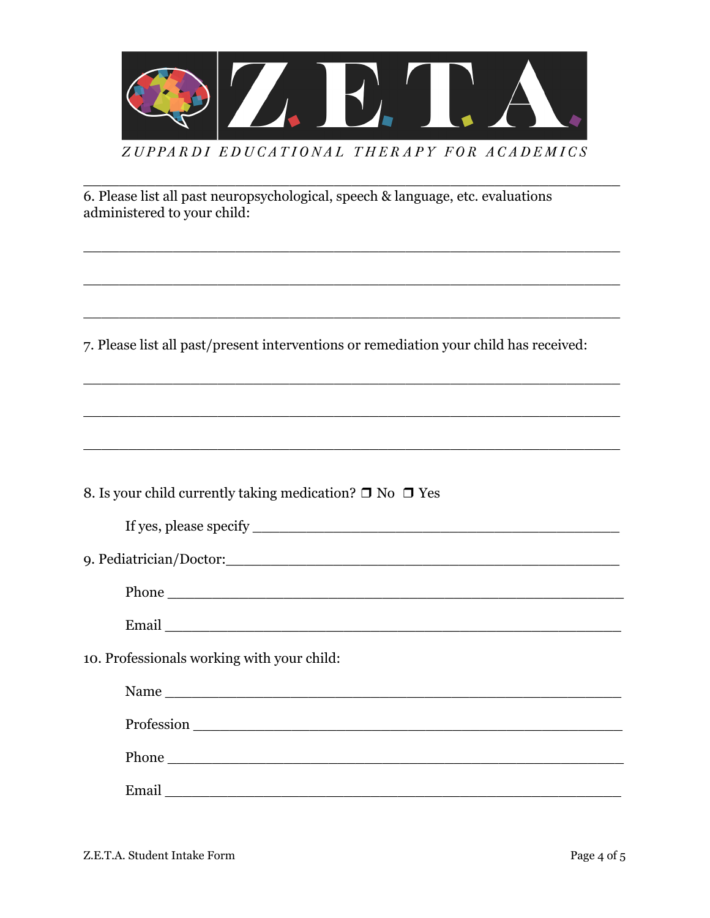Z.E.T.A.

ZUPPARDI EDUCATIONAL THERAPY FOR ACADEMICS

---

6. Please list all past neuropsychological, speech & language, etc. evaluations administered to your child:

_______________________________________________________________

_______________________________________________________________

_______________________________________________________________

7. Please list all past/present interventions or remediation your child has received:

_______________________________________________________________

_______________________________________________________________

_______________________________________________________________

8. Is your child currently taking medication? ❒ No ❒ Yes

If yes, please specify ___________________________________________

9. Pediatrician/Doctor:___________________________________________

Phone ________________________________________________

Email ________________________________________________

10. Professionals working with your child:

Name ________________________________________________

Profession ____________________________________________

Phone ________________________________________________

Email ________________________________________________

Z.E.T.A. Student Intake Form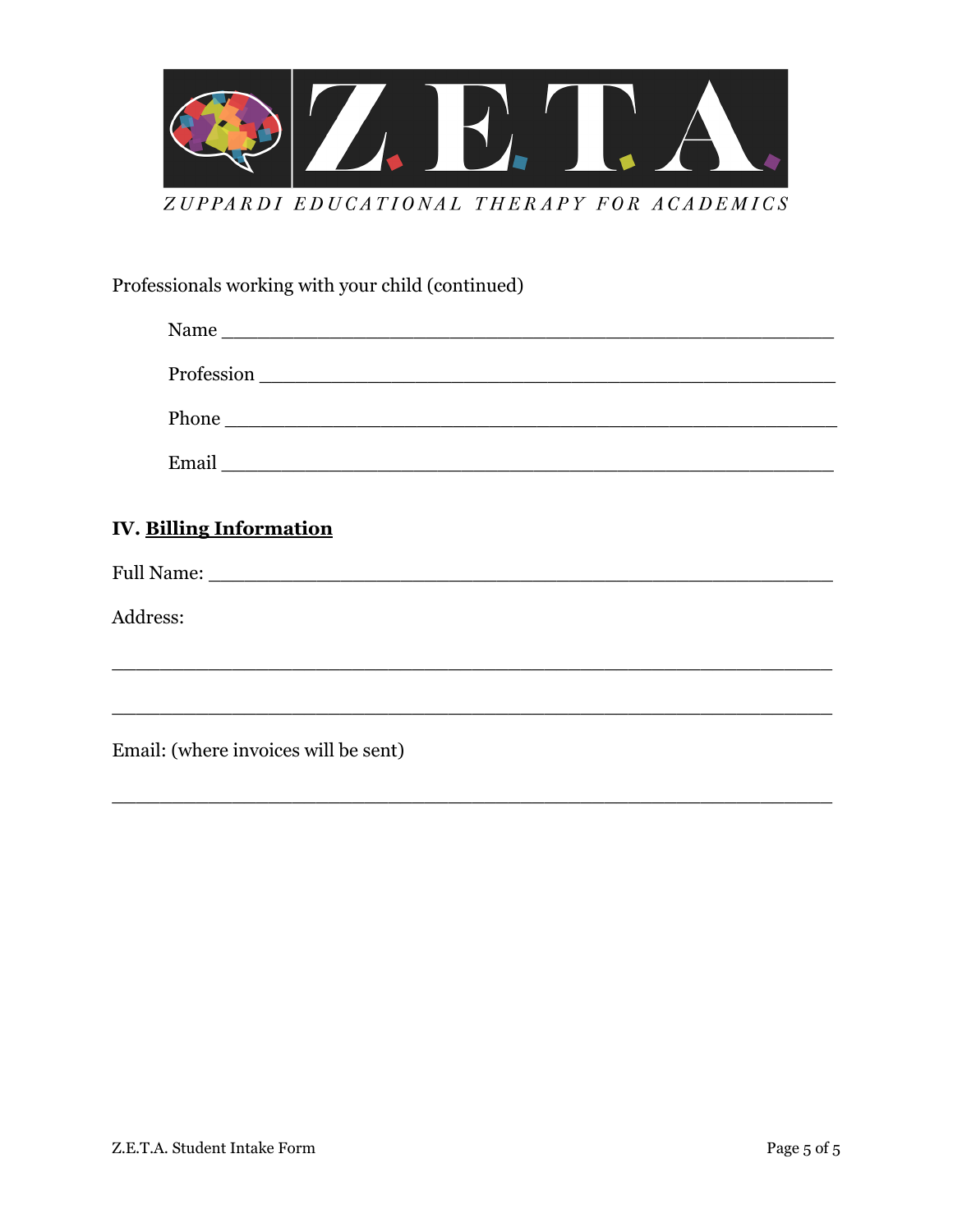Z.E.T.A.

ZUPPARDI EDUCATIONAL THERAPY FOR ACADEMICS

Professionals working with your child (continued)

Name ______________________________________________

Profession __________________________________________

Phone ______________________________________________

Email ______________________________________________

## IV. Billing Information

Full Name: __________________________________________

Address:

____________________________________________________

____________________________________________________

Email: (where invoices will be sent)

____________________________________________________